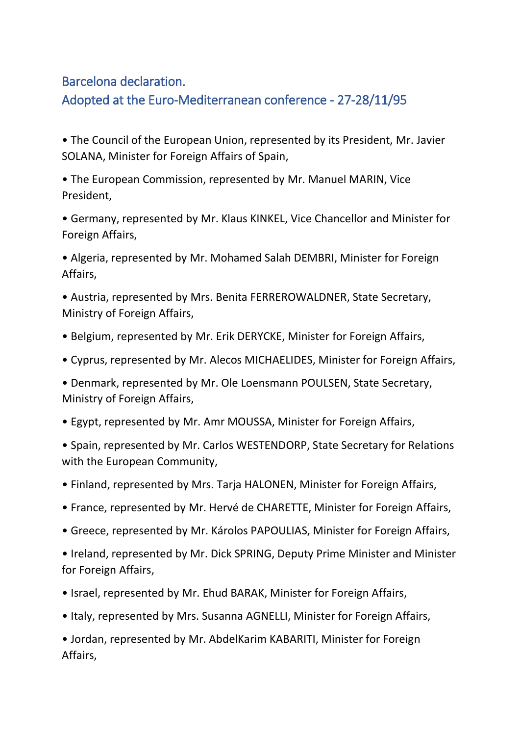# Barcelona declaration.
## Adopted at the Euro-Mediterranean conference - 27-28/11/95

- The Council of the European Union, represented by its President, Mr. Javier SOLANA, Minister for Foreign Affairs of Spain,
- The European Commission, represented by Mr. Manuel MARIN, Vice President,
- Germany, represented by Mr. Klaus KINKEL, Vice Chancellor and Minister for Foreign Affairs,
- Algeria, represented by Mr. Mohamed Salah DEMBRI, Minister for Foreign Affairs,
- Austria, represented by Mrs. Benita FERREROWALDNER, State Secretary, Ministry of Foreign Affairs,
- Belgium, represented by Mr. Erik DERYCKE, Minister for Foreign Affairs,
- Cyprus, represented by Mr. Alecos MICHAELIDES, Minister for Foreign Affairs,
- Denmark, represented by Mr. Ole Loensmann POULSEN, State Secretary, Ministry of Foreign Affairs,
- Egypt, represented by Mr. Amr MOUSSA, Minister for Foreign Affairs,
- Spain, represented by Mr. Carlos WESTENDORP, State Secretary for Relations with the European Community,
- Finland, represented by Mrs. Tarja HALONEN, Minister for Foreign Affairs,
- France, represented by Mr. Hervé de CHARETTE, Minister for Foreign Affairs,
- Greece, represented by Mr. Károlos PAPOULIAS, Minister for Foreign Affairs,
- Ireland, represented by Mr. Dick SPRING, Deputy Prime Minister and Minister for Foreign Affairs,
- Israel, represented by Mr. Ehud BARAK, Minister for Foreign Affairs,
- Italy, represented by Mrs. Susanna AGNELLI, Minister for Foreign Affairs,
- Jordan, represented by Mr. AbdelKarim KABARITI, Minister for Foreign Affairs,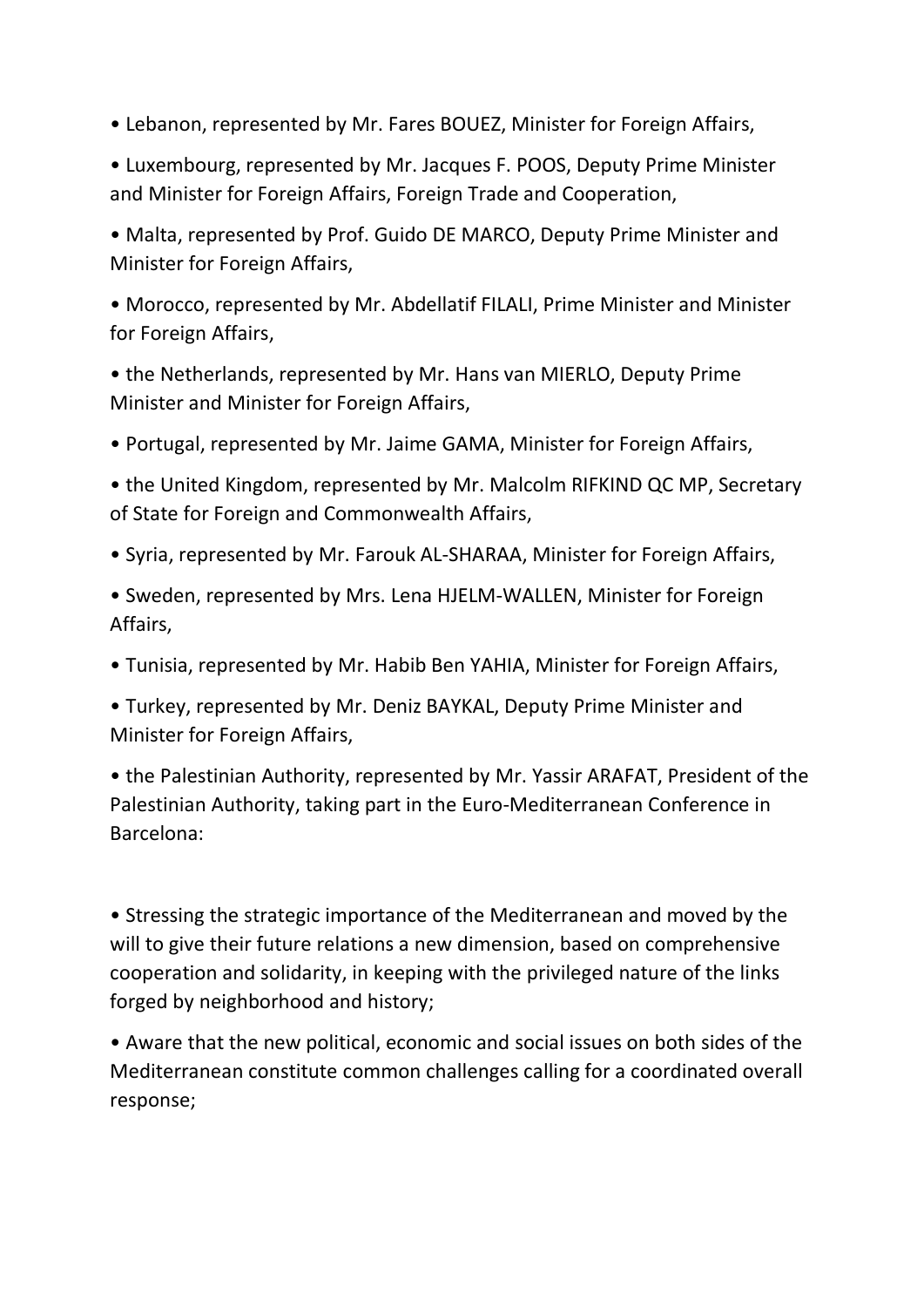- Lebanon, represented by Mr. Fares BOUEZ, Minister for Foreign Affairs,

- Luxembourg, represented by Mr. Jacques F. POOS, Deputy Prime Minister and Minister for Foreign Affairs, Foreign Trade and Cooperation,

- Malta, represented by Prof. Guido DE MARCO, Deputy Prime Minister and Minister for Foreign Affairs,

- Morocco, represented by Mr. Abdellatif FILALI, Prime Minister and Minister for Foreign Affairs,

- the Netherlands, represented by Mr. Hans van MIERLO, Deputy Prime Minister and Minister for Foreign Affairs,

- Portugal, represented by Mr. Jaime GAMA, Minister for Foreign Affairs,

- the United Kingdom, represented by Mr. Malcolm RIFKIND QC MP, Secretary of State for Foreign and Commonwealth Affairs,

- Syria, represented by Mr. Farouk AL-SHARAA, Minister for Foreign Affairs,

- Sweden, represented by Mrs. Lena HJELM-WALLEN, Minister for Foreign Affairs,

- Tunisia, represented by Mr. Habib Ben YAHIA, Minister for Foreign Affairs,

- Turkey, represented by Mr. Deniz BAYKAL, Deputy Prime Minister and Minister for Foreign Affairs,

- the Palestinian Authority, represented by Mr. Yassir ARAFAT, President of the Palestinian Authority, taking part in the Euro-Mediterranean Conference in Barcelona:

- Stressing the strategic importance of the Mediterranean and moved by the will to give their future relations a new dimension, based on comprehensive cooperation and solidarity, in keeping with the privileged nature of the links forged by neighborhood and history;

- Aware that the new political, economic and social issues on both sides of the Mediterranean constitute common challenges calling for a coordinated overall response;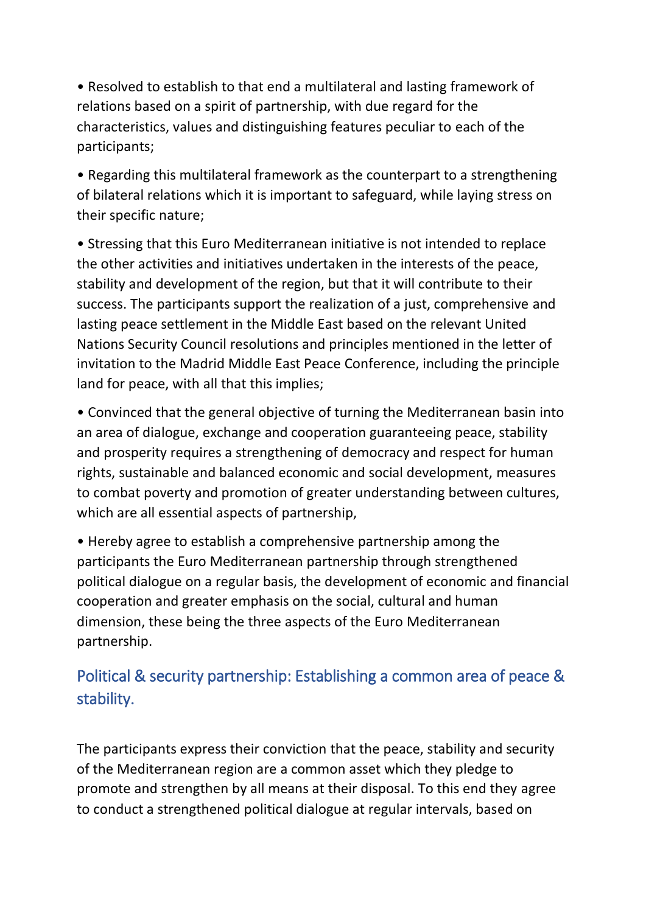- Resolved to establish to that end a multilateral and lasting framework of relations based on a spirit of partnership, with due regard for the characteristics, values and distinguishing features peculiar to each of the participants;

- Regarding this multilateral framework as the counterpart to a strengthening of bilateral relations which it is important to safeguard, while laying stress on their specific nature;

- Stressing that this Euro Mediterranean initiative is not intended to replace the other activities and initiatives undertaken in the interests of the peace, stability and development of the region, but that it will contribute to their success. The participants support the realization of a just, comprehensive and lasting peace settlement in the Middle East based on the relevant United Nations Security Council resolutions and principles mentioned in the letter of invitation to the Madrid Middle East Peace Conference, including the principle land for peace, with all that this implies;

- Convinced that the general objective of turning the Mediterranean basin into an area of dialogue, exchange and cooperation guaranteeing peace, stability and prosperity requires a strengthening of democracy and respect for human rights, sustainable and balanced economic and social development, measures to combat poverty and promotion of greater understanding between cultures, which are all essential aspects of partnership,

- Hereby agree to establish a comprehensive partnership among the participants the Euro Mediterranean partnership through strengthened political dialogue on a regular basis, the development of economic and financial cooperation and greater emphasis on the social, cultural and human dimension, these being the three aspects of the Euro Mediterranean partnership.

## Political & security partnership: Establishing a common area of peace & stability.

The participants express their conviction that the peace, stability and security of the Mediterranean region are a common asset which they pledge to promote and strengthen by all means at their disposal. To this end they agree to conduct a strengthened political dialogue at regular intervals, based on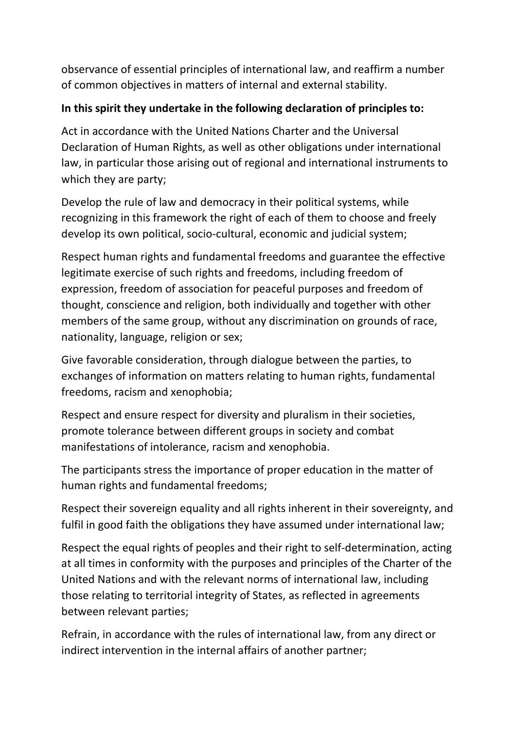observance of essential principles of international law, and reaffirm a number of common objectives in matters of internal and external stability.

**In this spirit they undertake in the following declaration of principles to:**

Act in accordance with the United Nations Charter and the Universal Declaration of Human Rights, as well as other obligations under international law, in particular those arising out of regional and international instruments to which they are party;

Develop the rule of law and democracy in their political systems, while recognizing in this framework the right of each of them to choose and freely develop its own political, socio-cultural, economic and judicial system;

Respect human rights and fundamental freedoms and guarantee the effective legitimate exercise of such rights and freedoms, including freedom of expression, freedom of association for peaceful purposes and freedom of thought, conscience and religion, both individually and together with other members of the same group, without any discrimination on grounds of race, nationality, language, religion or sex;

Give favorable consideration, through dialogue between the parties, to exchanges of information on matters relating to human rights, fundamental freedoms, racism and xenophobia;

Respect and ensure respect for diversity and pluralism in their societies, promote tolerance between different groups in society and combat manifestations of intolerance, racism and xenophobia.

The participants stress the importance of proper education in the matter of human rights and fundamental freedoms;

Respect their sovereign equality and all rights inherent in their sovereignty, and fulfil in good faith the obligations they have assumed under international law;

Respect the equal rights of peoples and their right to self-determination, acting at all times in conformity with the purposes and principles of the Charter of the United Nations and with the relevant norms of international law, including those relating to territorial integrity of States, as reflected in agreements between relevant parties;

Refrain, in accordance with the rules of international law, from any direct or indirect intervention in the internal affairs of another partner;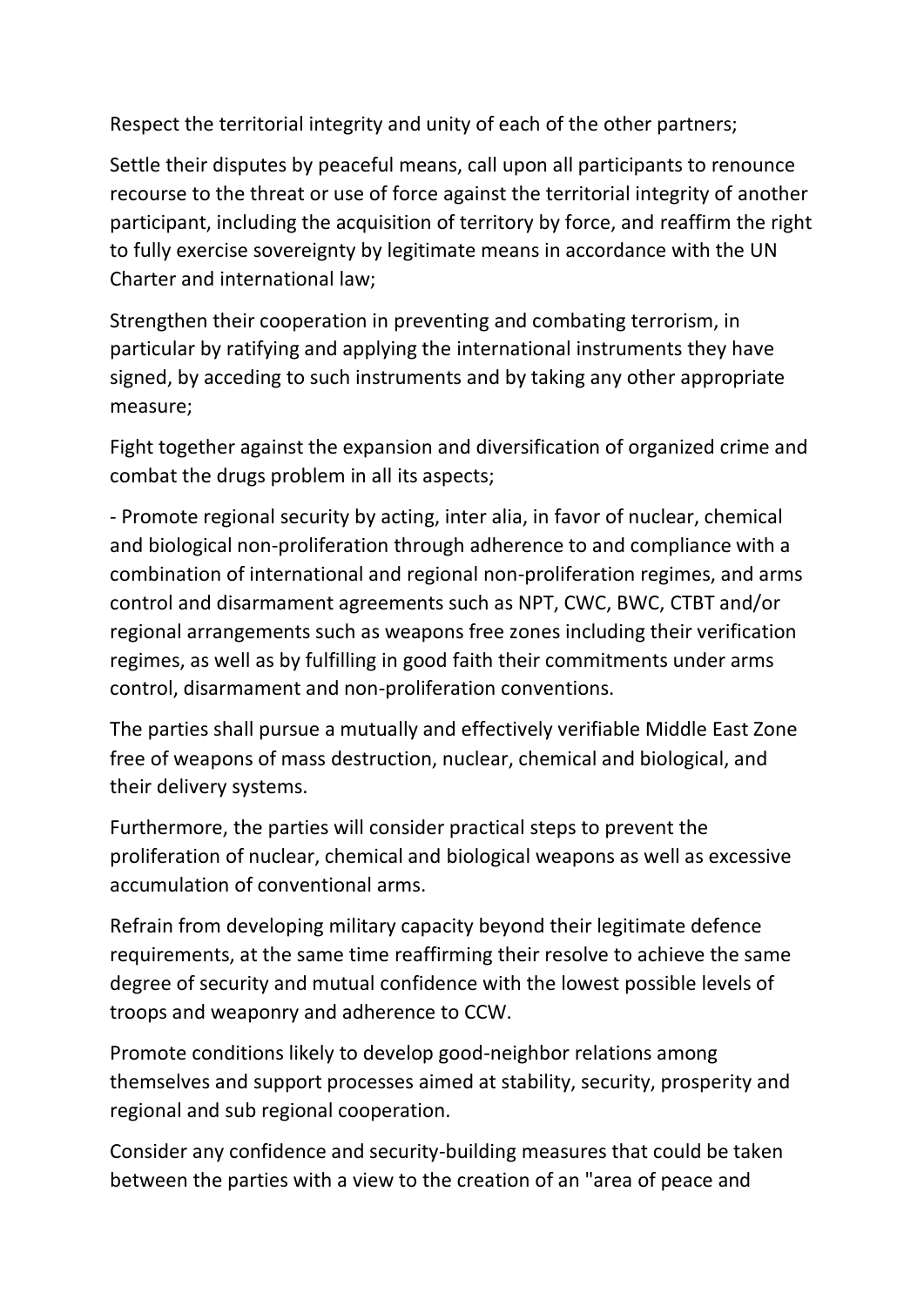Respect the territorial integrity and unity of each of the other partners;

Settle their disputes by peaceful means, call upon all participants to renounce recourse to the threat or use of force against the territorial integrity of another participant, including the acquisition of territory by force, and reaffirm the right to fully exercise sovereignty by legitimate means in accordance with the UN Charter and international law;

Strengthen their cooperation in preventing and combating terrorism, in particular by ratifying and applying the international instruments they have signed, by acceding to such instruments and by taking any other appropriate measure;

Fight together against the expansion and diversification of organized crime and combat the drugs problem in all its aspects;

- Promote regional security by acting, inter alia, in favor of nuclear, chemical and biological non-proliferation through adherence to and compliance with a combination of international and regional non-proliferation regimes, and arms control and disarmament agreements such as NPT, CWC, BWC, CTBT and/or regional arrangements such as weapons free zones including their verification regimes, as well as by fulfilling in good faith their commitments under arms control, disarmament and non-proliferation conventions.

The parties shall pursue a mutually and effectively verifiable Middle East Zone free of weapons of mass destruction, nuclear, chemical and biological, and their delivery systems.

Furthermore, the parties will consider practical steps to prevent the proliferation of nuclear, chemical and biological weapons as well as excessive accumulation of conventional arms.

Refrain from developing military capacity beyond their legitimate defence requirements, at the same time reaffirming their resolve to achieve the same degree of security and mutual confidence with the lowest possible levels of troops and weaponry and adherence to CCW.

Promote conditions likely to develop good-neighbor relations among themselves and support processes aimed at stability, security, prosperity and regional and sub regional cooperation.

Consider any confidence and security-building measures that could be taken between the parties with a view to the creation of an "area of peace and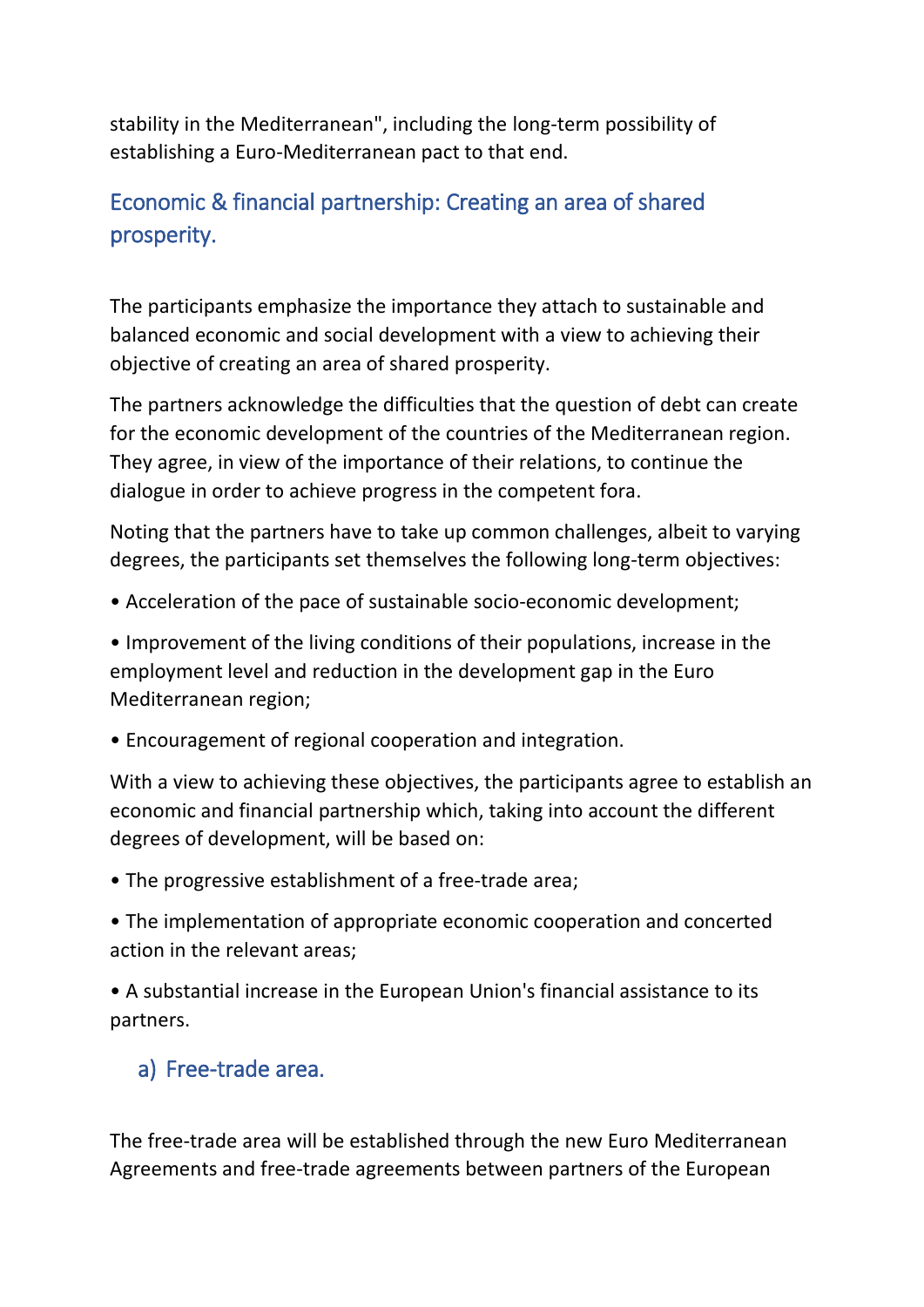stability in the Mediterranean", including the long-term possibility of establishing a Euro-Mediterranean pact to that end.

## Economic & financial partnership: Creating an area of shared prosperity.

The participants emphasize the importance they attach to sustainable and balanced economic and social development with a view to achieving their objective of creating an area of shared prosperity.

The partners acknowledge the difficulties that the question of debt can create for the economic development of the countries of the Mediterranean region. They agree, in view of the importance of their relations, to continue the dialogue in order to achieve progress in the competent fora.

Noting that the partners have to take up common challenges, albeit to varying degrees, the participants set themselves the following long-term objectives:

• Acceleration of the pace of sustainable socio-economic development;

• Improvement of the living conditions of their populations, increase in the employment level and reduction in the development gap in the Euro Mediterranean region;

• Encouragement of regional cooperation and integration.

With a view to achieving these objectives, the participants agree to establish an economic and financial partnership which, taking into account the different degrees of development, will be based on:

• The progressive establishment of a free-trade area;

• The implementation of appropriate economic cooperation and concerted action in the relevant areas;

• A substantial increase in the European Union's financial assistance to its partners.

### a) Free-trade area.

The free-trade area will be established through the new Euro Mediterranean Agreements and free-trade agreements between partners of the European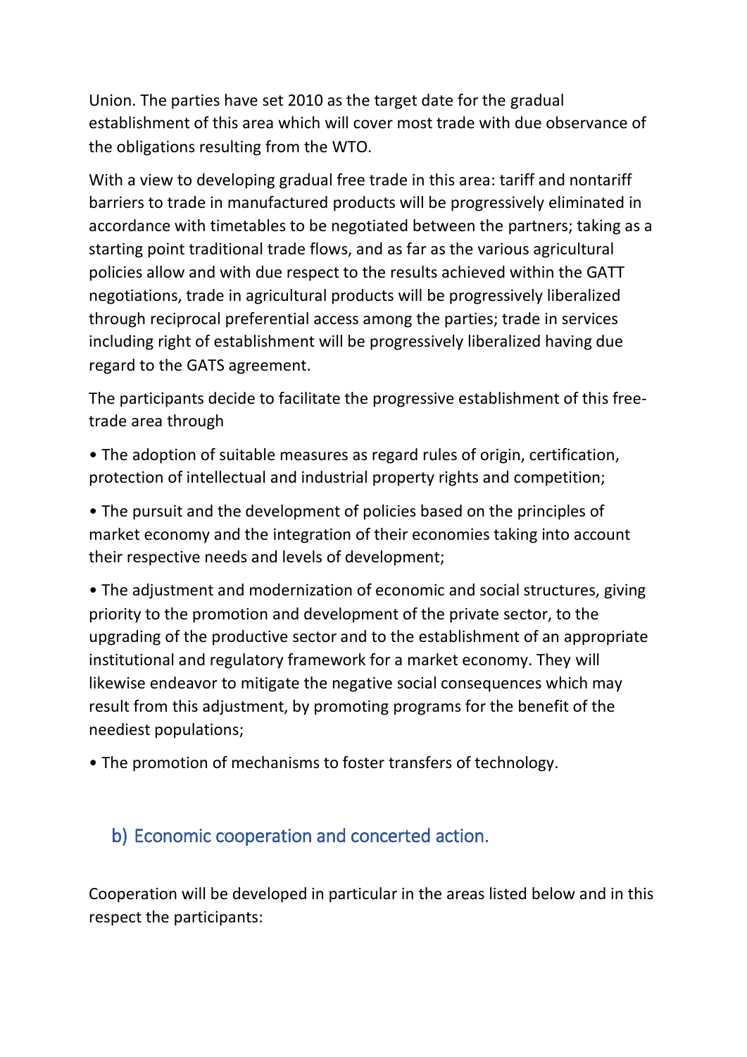Union. The parties have set 2010 as the target date for the gradual establishment of this area which will cover most trade with due observance of the obligations resulting from the WTO.

With a view to developing gradual free trade in this area: tariff and nontariff barriers to trade in manufactured products will be progressively eliminated in accordance with timetables to be negotiated between the partners; taking as a starting point traditional trade flows, and as far as the various agricultural policies allow and with due respect to the results achieved within the GATT negotiations, trade in agricultural products will be progressively liberalized through reciprocal preferential access among the parties; trade in services including right of establishment will be progressively liberalized having due regard to the GATS agreement.

The participants decide to facilitate the progressive establishment of this free-trade area through

- The adoption of suitable measures as regard rules of origin, certification, protection of intellectual and industrial property rights and competition;
- The pursuit and the development of policies based on the principles of market economy and the integration of their economies taking into account their respective needs and levels of development;
- The adjustment and modernization of economic and social structures, giving priority to the promotion and development of the private sector, to the upgrading of the productive sector and to the establishment of an appropriate institutional and regulatory framework for a market economy. They will likewise endeavor to mitigate the negative social consequences which may result from this adjustment, by promoting programs for the benefit of the neediest populations;
- The promotion of mechanisms to foster transfers of technology.

## b) Economic cooperation and concerted action.

Cooperation will be developed in particular in the areas listed below and in this respect the participants: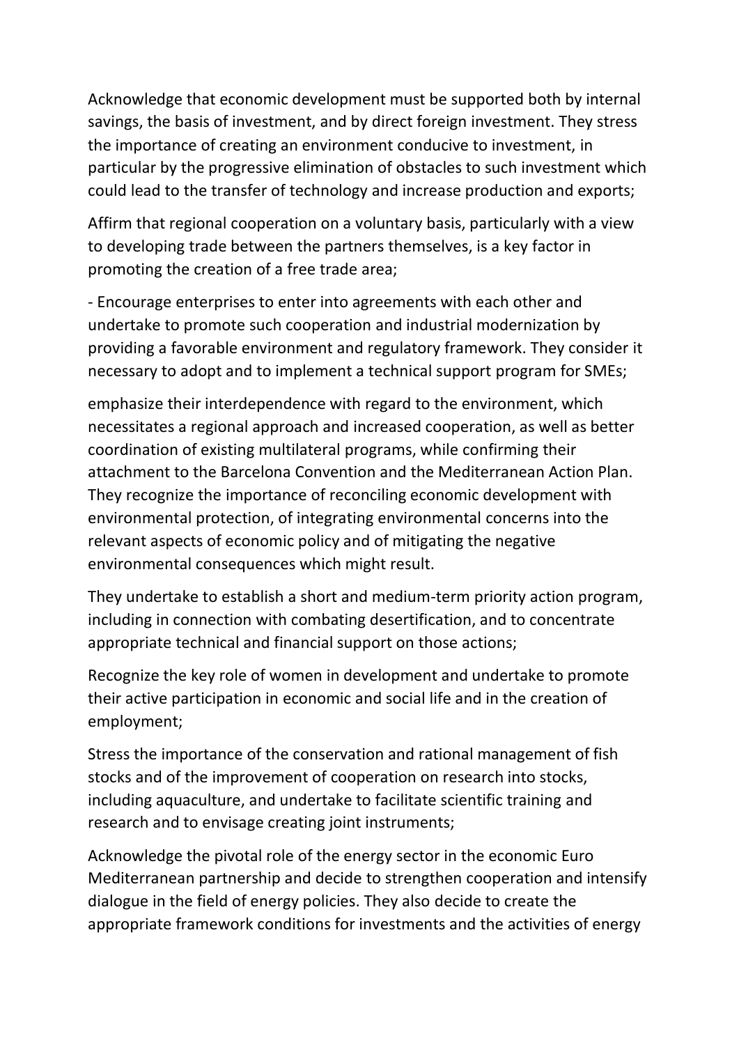Acknowledge that economic development must be supported both by internal savings, the basis of investment, and by direct foreign investment. They stress the importance of creating an environment conducive to investment, in particular by the progressive elimination of obstacles to such investment which could lead to the transfer of technology and increase production and exports;

Affirm that regional cooperation on a voluntary basis, particularly with a view to developing trade between the partners themselves, is a key factor in promoting the creation of a free trade area;

- Encourage enterprises to enter into agreements with each other and undertake to promote such cooperation and industrial modernization by providing a favorable environment and regulatory framework. They consider it necessary to adopt and to implement a technical support program for SMEs;

emphasize their interdependence with regard to the environment, which necessitates a regional approach and increased cooperation, as well as better coordination of existing multilateral programs, while confirming their attachment to the Barcelona Convention and the Mediterranean Action Plan. They recognize the importance of reconciling economic development with environmental protection, of integrating environmental concerns into the relevant aspects of economic policy and of mitigating the negative environmental consequences which might result.

They undertake to establish a short and medium-term priority action program, including in connection with combating desertification, and to concentrate appropriate technical and financial support on those actions;

Recognize the key role of women in development and undertake to promote their active participation in economic and social life and in the creation of employment;

Stress the importance of the conservation and rational management of fish stocks and of the improvement of cooperation on research into stocks, including aquaculture, and undertake to facilitate scientific training and research and to envisage creating joint instruments;

Acknowledge the pivotal role of the energy sector in the economic Euro Mediterranean partnership and decide to strengthen cooperation and intensify dialogue in the field of energy policies. They also decide to create the appropriate framework conditions for investments and the activities of energy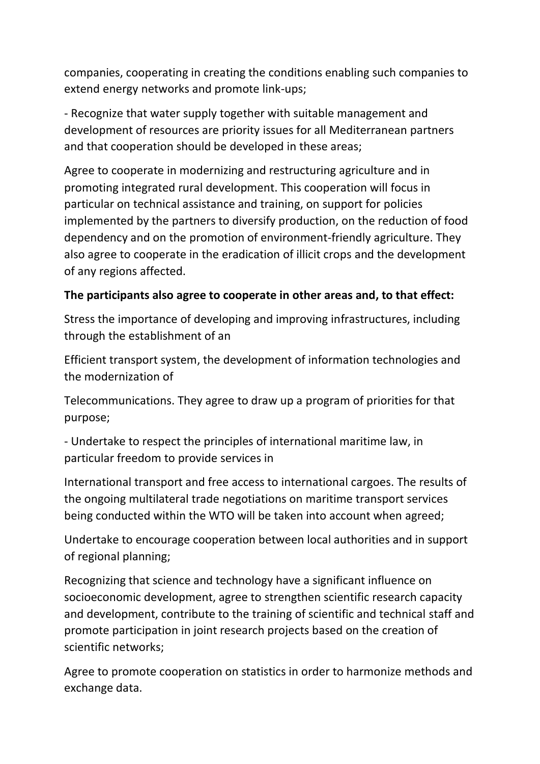companies, cooperating in creating the conditions enabling such companies to extend energy networks and promote link-ups;

- Recognize that water supply together with suitable management and development of resources are priority issues for all Mediterranean partners and that cooperation should be developed in these areas;

Agree to cooperate in modernizing and restructuring agriculture and in promoting integrated rural development. This cooperation will focus in particular on technical assistance and training, on support for policies implemented by the partners to diversify production, on the reduction of food dependency and on the promotion of environment-friendly agriculture. They also agree to cooperate in the eradication of illicit crops and the development of any regions affected.

**The participants also agree to cooperate in other areas and, to that effect:**

Stress the importance of developing and improving infrastructures, including through the establishment of an

Efficient transport system, the development of information technologies and the modernization of

Telecommunications. They agree to draw up a program of priorities for that purpose;

- Undertake to respect the principles of international maritime law, in particular freedom to provide services in

International transport and free access to international cargoes. The results of the ongoing multilateral trade negotiations on maritime transport services being conducted within the WTO will be taken into account when agreed;

Undertake to encourage cooperation between local authorities and in support of regional planning;

Recognizing that science and technology have a significant influence on socioeconomic development, agree to strengthen scientific research capacity and development, contribute to the training of scientific and technical staff and promote participation in joint research projects based on the creation of scientific networks;

Agree to promote cooperation on statistics in order to harmonize methods and exchange data.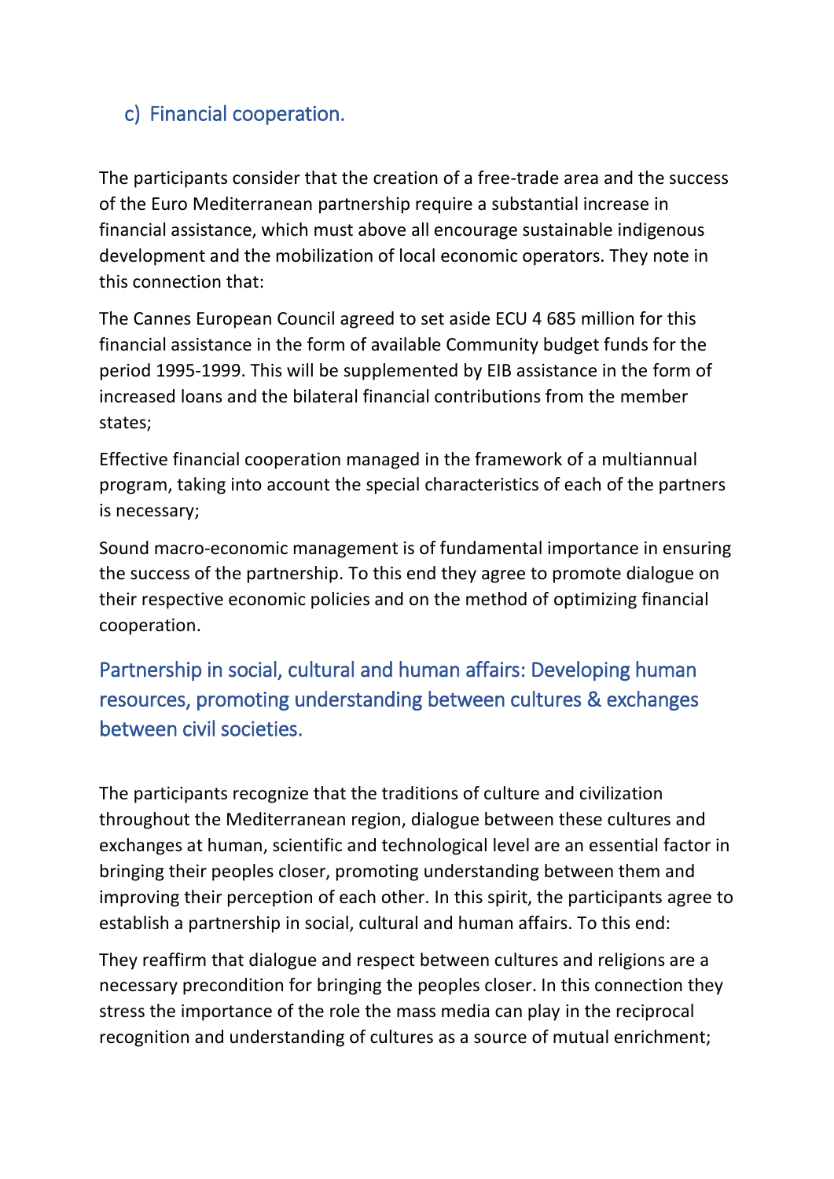### c) Financial cooperation.

The participants consider that the creation of a free-trade area and the success of the Euro Mediterranean partnership require a substantial increase in financial assistance, which must above all encourage sustainable indigenous development and the mobilization of local economic operators. They note in this connection that:

The Cannes European Council agreed to set aside ECU 4 685 million for this financial assistance in the form of available Community budget funds for the period 1995-1999. This will be supplemented by EIB assistance in the form of increased loans and the bilateral financial contributions from the member states;

Effective financial cooperation managed in the framework of a multiannual program, taking into account the special characteristics of each of the partners is necessary;

Sound macro-economic management is of fundamental importance in ensuring the success of the partnership. To this end they agree to promote dialogue on their respective economic policies and on the method of optimizing financial cooperation.

## Partnership in social, cultural and human affairs: Developing human resources, promoting understanding between cultures & exchanges between civil societies.

The participants recognize that the traditions of culture and civilization throughout the Mediterranean region, dialogue between these cultures and exchanges at human, scientific and technological level are an essential factor in bringing their peoples closer, promoting understanding between them and improving their perception of each other. In this spirit, the participants agree to establish a partnership in social, cultural and human affairs. To this end:

They reaffirm that dialogue and respect between cultures and religions are a necessary precondition for bringing the peoples closer. In this connection they stress the importance of the role the mass media can play in the reciprocal recognition and understanding of cultures as a source of mutual enrichment;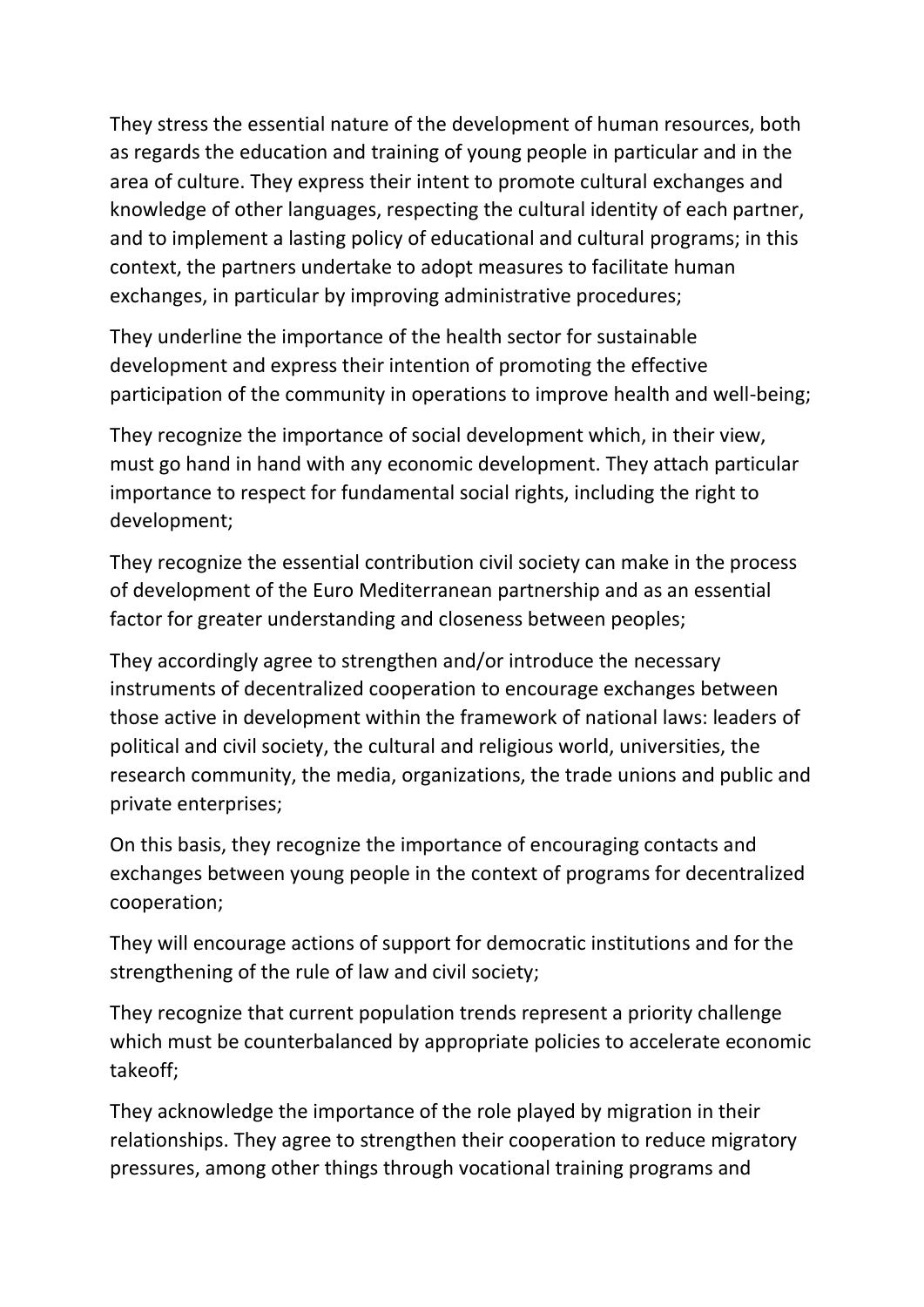They stress the essential nature of the development of human resources, both as regards the education and training of young people in particular and in the area of culture. They express their intent to promote cultural exchanges and knowledge of other languages, respecting the cultural identity of each partner, and to implement a lasting policy of educational and cultural programs; in this context, the partners undertake to adopt measures to facilitate human exchanges, in particular by improving administrative procedures;

They underline the importance of the health sector for sustainable development and express their intention of promoting the effective participation of the community in operations to improve health and well-being;

They recognize the importance of social development which, in their view, must go hand in hand with any economic development. They attach particular importance to respect for fundamental social rights, including the right to development;

They recognize the essential contribution civil society can make in the process of development of the Euro Mediterranean partnership and as an essential factor for greater understanding and closeness between peoples;

They accordingly agree to strengthen and/or introduce the necessary instruments of decentralized cooperation to encourage exchanges between those active in development within the framework of national laws: leaders of political and civil society, the cultural and religious world, universities, the research community, the media, organizations, the trade unions and public and private enterprises;

On this basis, they recognize the importance of encouraging contacts and exchanges between young people in the context of programs for decentralized cooperation;

They will encourage actions of support for democratic institutions and for the strengthening of the rule of law and civil society;

They recognize that current population trends represent a priority challenge which must be counterbalanced by appropriate policies to accelerate economic takeoff;

They acknowledge the importance of the role played by migration in their relationships. They agree to strengthen their cooperation to reduce migratory pressures, among other things through vocational training programs and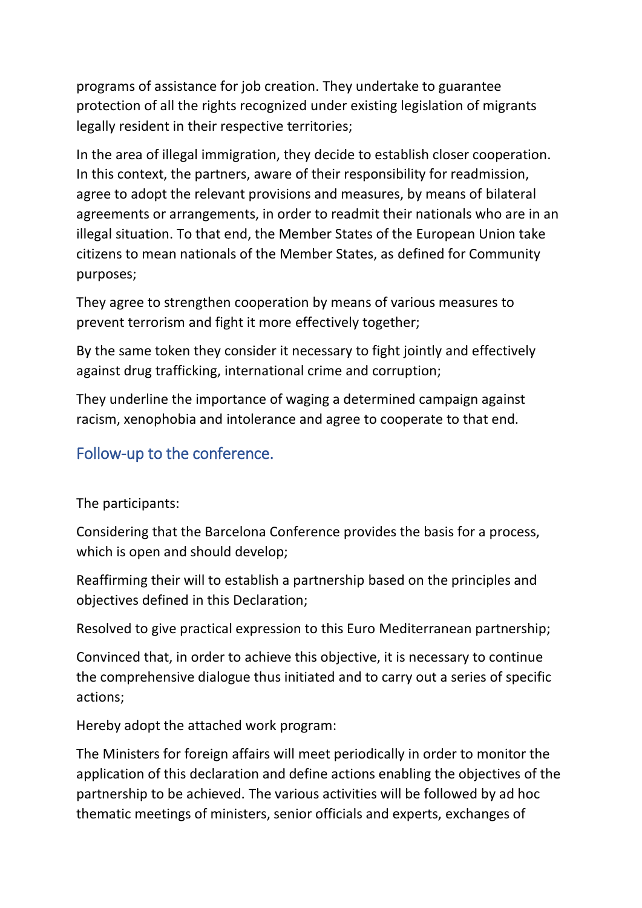programs of assistance for job creation. They undertake to guarantee protection of all the rights recognized under existing legislation of migrants legally resident in their respective territories;

In the area of illegal immigration, they decide to establish closer cooperation. In this context, the partners, aware of their responsibility for readmission, agree to adopt the relevant provisions and measures, by means of bilateral agreements or arrangements, in order to readmit their nationals who are in an illegal situation. To that end, the Member States of the European Union take citizens to mean nationals of the Member States, as defined for Community purposes;

They agree to strengthen cooperation by means of various measures to prevent terrorism and fight it more effectively together;

By the same token they consider it necessary to fight jointly and effectively against drug trafficking, international crime and corruption;

They underline the importance of waging a determined campaign against racism, xenophobia and intolerance and agree to cooperate to that end.

## Follow-up to the conference.

The participants:

Considering that the Barcelona Conference provides the basis for a process, which is open and should develop;

Reaffirming their will to establish a partnership based on the principles and objectives defined in this Declaration;

Resolved to give practical expression to this Euro Mediterranean partnership;

Convinced that, in order to achieve this objective, it is necessary to continue the comprehensive dialogue thus initiated and to carry out a series of specific actions;

Hereby adopt the attached work program:

The Ministers for foreign affairs will meet periodically in order to monitor the application of this declaration and define actions enabling the objectives of the partnership to be achieved. The various activities will be followed by ad hoc thematic meetings of ministers, senior officials and experts, exchanges of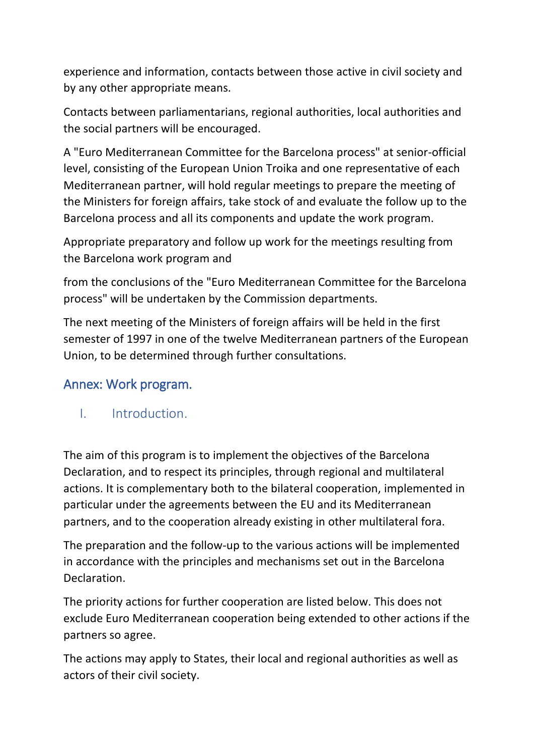experience and information, contacts between those active in civil society and by any other appropriate means.

Contacts between parliamentarians, regional authorities, local authorities and the social partners will be encouraged.

A "Euro Mediterranean Committee for the Barcelona process" at senior-official level, consisting of the European Union Troika and one representative of each Mediterranean partner, will hold regular meetings to prepare the meeting of the Ministers for foreign affairs, take stock of and evaluate the follow up to the Barcelona process and all its components and update the work program.

Appropriate preparatory and follow up work for the meetings resulting from the Barcelona work program and

from the conclusions of the "Euro Mediterranean Committee for the Barcelona process" will be undertaken by the Commission departments.

The next meeting of the Ministers of foreign affairs will be held in the first semester of 1997 in one of the twelve Mediterranean partners of the European Union, to be determined through further consultations.

## Annex: Work program.

### I. Introduction.

The aim of this program is to implement the objectives of the Barcelona Declaration, and to respect its principles, through regional and multilateral actions. It is complementary both to the bilateral cooperation, implemented in particular under the agreements between the EU and its Mediterranean partners, and to the cooperation already existing in other multilateral fora.

The preparation and the follow-up to the various actions will be implemented in accordance with the principles and mechanisms set out in the Barcelona Declaration.

The priority actions for further cooperation are listed below. This does not exclude Euro Mediterranean cooperation being extended to other actions if the partners so agree.

The actions may apply to States, their local and regional authorities as well as actors of their civil society.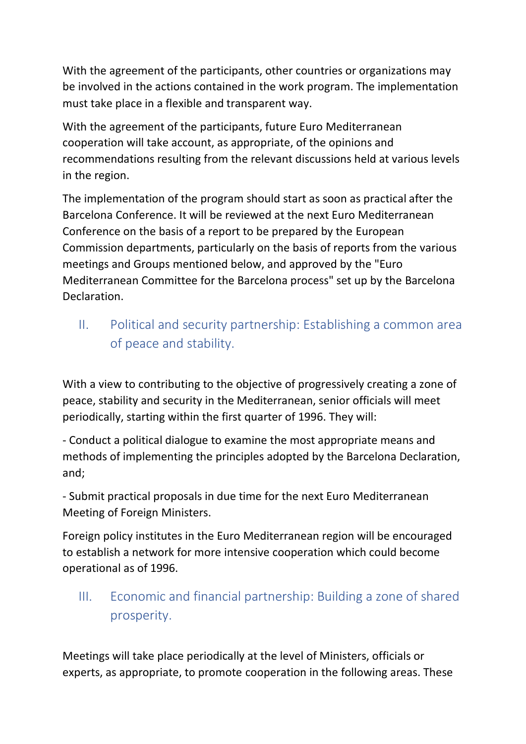With the agreement of the participants, other countries or organizations may be involved in the actions contained in the work program. The implementation must take place in a flexible and transparent way.

With the agreement of the participants, future Euro Mediterranean cooperation will take account, as appropriate, of the opinions and recommendations resulting from the relevant discussions held at various levels in the region.

The implementation of the program should start as soon as practical after the Barcelona Conference. It will be reviewed at the next Euro Mediterranean Conference on the basis of a report to be prepared by the European Commission departments, particularly on the basis of reports from the various meetings and Groups mentioned below, and approved by the "Euro Mediterranean Committee for the Barcelona process" set up by the Barcelona Declaration.

## II. Political and security partnership: Establishing a common area of peace and stability.

With a view to contributing to the objective of progressively creating a zone of peace, stability and security in the Mediterranean, senior officials will meet periodically, starting within the first quarter of 1996. They will:

- Conduct a political dialogue to examine the most appropriate means and methods of implementing the principles adopted by the Barcelona Declaration, and;

- Submit practical proposals in due time for the next Euro Mediterranean Meeting of Foreign Ministers.

Foreign policy institutes in the Euro Mediterranean region will be encouraged to establish a network for more intensive cooperation which could become operational as of 1996.

## III. Economic and financial partnership: Building a zone of shared prosperity.

Meetings will take place periodically at the level of Ministers, officials or experts, as appropriate, to promote cooperation in the following areas. These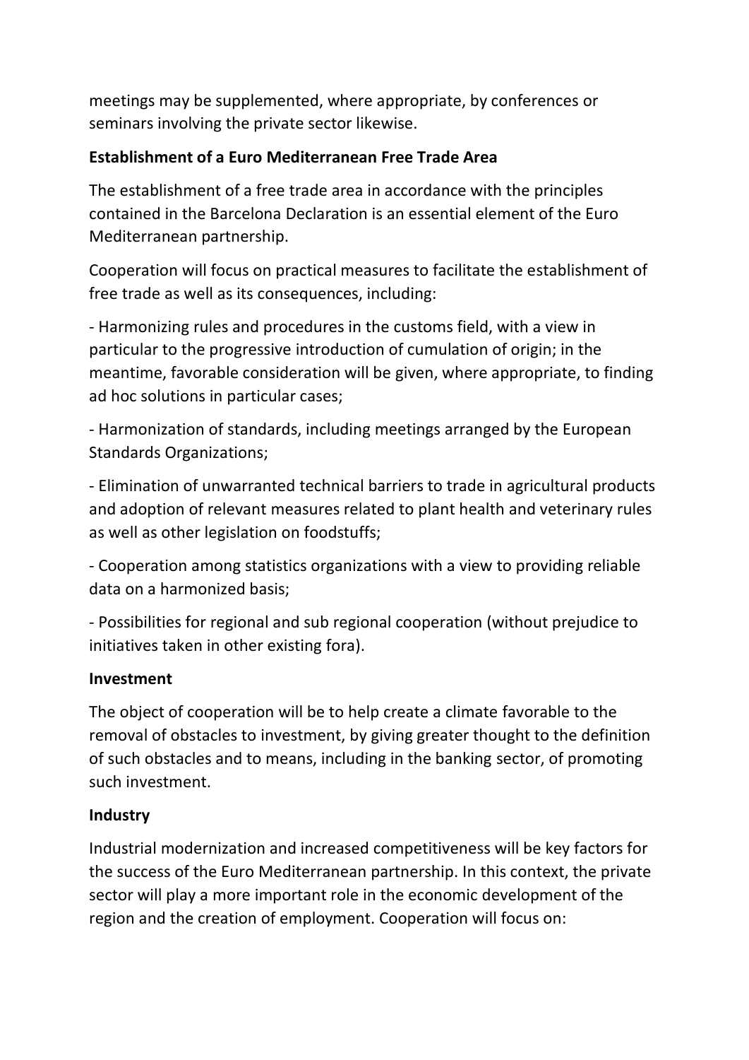meetings may be supplemented, where appropriate, by conferences or seminars involving the private sector likewise.

**Establishment of a Euro Mediterranean Free Trade Area**

The establishment of a free trade area in accordance with the principles contained in the Barcelona Declaration is an essential element of the Euro Mediterranean partnership.

Cooperation will focus on practical measures to facilitate the establishment of free trade as well as its consequences, including:

- Harmonizing rules and procedures in the customs field, with a view in particular to the progressive introduction of cumulation of origin; in the meantime, favorable consideration will be given, where appropriate, to finding ad hoc solutions in particular cases;

- Harmonization of standards, including meetings arranged by the European Standards Organizations;

- Elimination of unwarranted technical barriers to trade in agricultural products and adoption of relevant measures related to plant health and veterinary rules as well as other legislation on foodstuffs;

- Cooperation among statistics organizations with a view to providing reliable data on a harmonized basis;

- Possibilities for regional and sub regional cooperation (without prejudice to initiatives taken in other existing fora).

**Investment**

The object of cooperation will be to help create a climate favorable to the removal of obstacles to investment, by giving greater thought to the definition of such obstacles and to means, including in the banking sector, of promoting such investment.

**Industry**

Industrial modernization and increased competitiveness will be key factors for the success of the Euro Mediterranean partnership. In this context, the private sector will play a more important role in the economic development of the region and the creation of employment. Cooperation will focus on: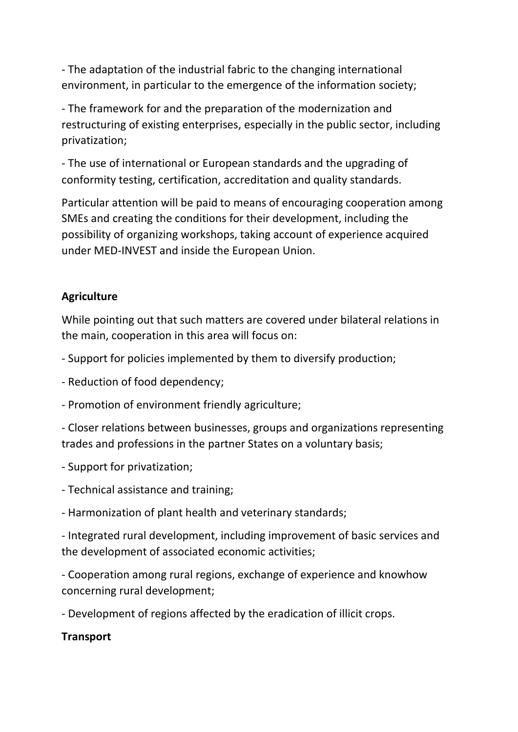- The adaptation of the industrial fabric to the changing international environment, in particular to the emergence of the information society;

- The framework for and the preparation of the modernization and restructuring of existing enterprises, especially in the public sector, including privatization;

- The use of international or European standards and the upgrading of conformity testing, certification, accreditation and quality standards.

Particular attention will be paid to means of encouraging cooperation among SMEs and creating the conditions for their development, including the possibility of organizing workshops, taking account of experience acquired under MED-INVEST and inside the European Union.

**Agriculture**

While pointing out that such matters are covered under bilateral relations in the main, cooperation in this area will focus on:

- Support for policies implemented by them to diversify production;

- Reduction of food dependency;

- Promotion of environment friendly agriculture;

- Closer relations between businesses, groups and organizations representing trades and professions in the partner States on a voluntary basis;

- Support for privatization;

- Technical assistance and training;

- Harmonization of plant health and veterinary standards;

- Integrated rural development, including improvement of basic services and the development of associated economic activities;

- Cooperation among rural regions, exchange of experience and knowhow concerning rural development;

- Development of regions affected by the eradication of illicit crops.

**Transport**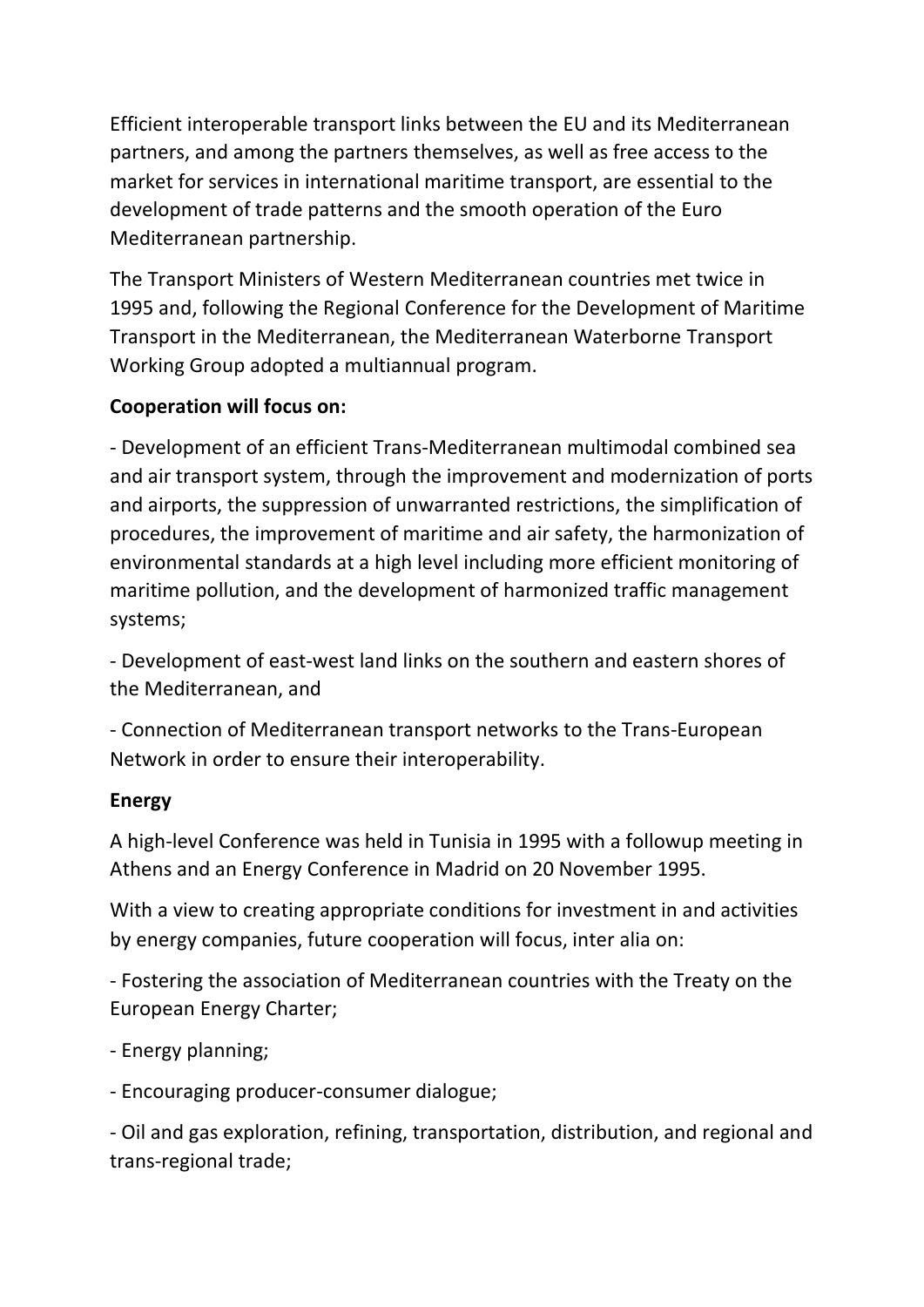Efficient interoperable transport links between the EU and its Mediterranean partners, and among the partners themselves, as well as free access to the market for services in international maritime transport, are essential to the development of trade patterns and the smooth operation of the Euro Mediterranean partnership.

The Transport Ministers of Western Mediterranean countries met twice in 1995 and, following the Regional Conference for the Development of Maritime Transport in the Mediterranean, the Mediterranean Waterborne Transport Working Group adopted a multiannual program.

**Cooperation will focus on:**

- Development of an efficient Trans-Mediterranean multimodal combined sea and air transport system, through the improvement and modernization of ports and airports, the suppression of unwarranted restrictions, the simplification of procedures, the improvement of maritime and air safety, the harmonization of environmental standards at a high level including more efficient monitoring of maritime pollution, and the development of harmonized traffic management systems;

- Development of east-west land links on the southern and eastern shores of the Mediterranean, and

- Connection of Mediterranean transport networks to the Trans-European Network in order to ensure their interoperability.

**Energy**

A high-level Conference was held in Tunisia in 1995 with a followup meeting in Athens and an Energy Conference in Madrid on 20 November 1995.

With a view to creating appropriate conditions for investment in and activities by energy companies, future cooperation will focus, inter alia on:

- Fostering the association of Mediterranean countries with the Treaty on the European Energy Charter;

- Energy planning;

- Encouraging producer-consumer dialogue;

- Oil and gas exploration, refining, transportation, distribution, and regional and trans-regional trade;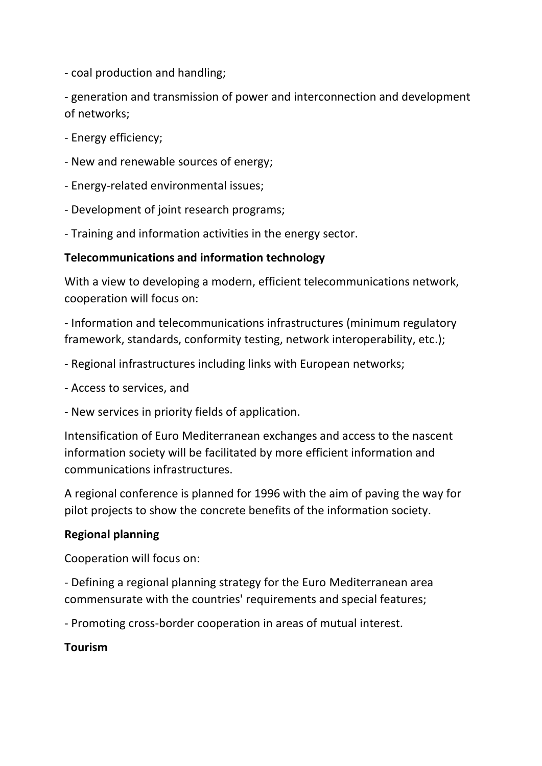- coal production and handling;

- generation and transmission of power and interconnection and development of networks;

- Energy efficiency;

- New and renewable sources of energy;

- Energy-related environmental issues;

- Development of joint research programs;

- Training and information activities in the energy sector.

**Telecommunications and information technology**

With a view to developing a modern, efficient telecommunications network, cooperation will focus on:

- Information and telecommunications infrastructures (minimum regulatory framework, standards, conformity testing, network interoperability, etc.);

- Regional infrastructures including links with European networks;

- Access to services, and

- New services in priority fields of application.

Intensification of Euro Mediterranean exchanges and access to the nascent information society will be facilitated by more efficient information and communications infrastructures.

A regional conference is planned for 1996 with the aim of paving the way for pilot projects to show the concrete benefits of the information society.

**Regional planning**

Cooperation will focus on:

- Defining a regional planning strategy for the Euro Mediterranean area commensurate with the countries' requirements and special features;

- Promoting cross-border cooperation in areas of mutual interest.

**Tourism**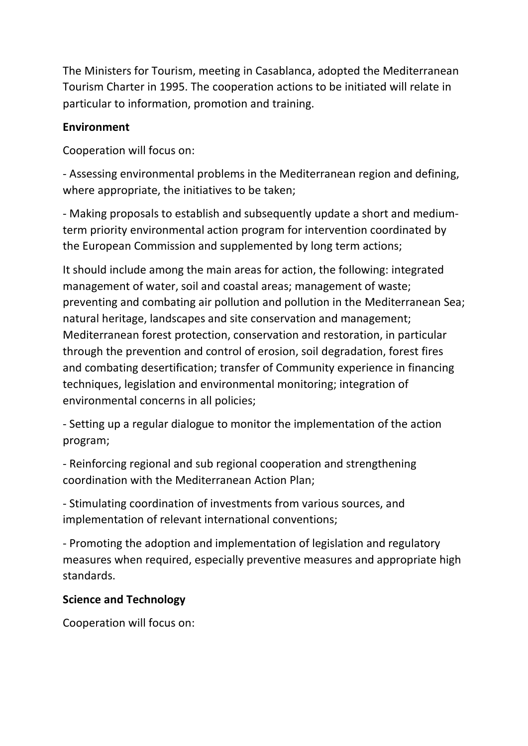The Ministers for Tourism, meeting in Casablanca, adopted the Mediterranean Tourism Charter in 1995. The cooperation actions to be initiated will relate in particular to information, promotion and training.

**Environment**

Cooperation will focus on:

- Assessing environmental problems in the Mediterranean region and defining, where appropriate, the initiatives to be taken;

- Making proposals to establish and subsequently update a short and medium-term priority environmental action program for intervention coordinated by the European Commission and supplemented by long term actions;

It should include among the main areas for action, the following: integrated management of water, soil and coastal areas; management of waste; preventing and combating air pollution and pollution in the Mediterranean Sea; natural heritage, landscapes and site conservation and management; Mediterranean forest protection, conservation and restoration, in particular through the prevention and control of erosion, soil degradation, forest fires and combating desertification; transfer of Community experience in financing techniques, legislation and environmental monitoring; integration of environmental concerns in all policies;

- Setting up a regular dialogue to monitor the implementation of the action program;

- Reinforcing regional and sub regional cooperation and strengthening coordination with the Mediterranean Action Plan;

- Stimulating coordination of investments from various sources, and implementation of relevant international conventions;

- Promoting the adoption and implementation of legislation and regulatory measures when required, especially preventive measures and appropriate high standards.

**Science and Technology**

Cooperation will focus on: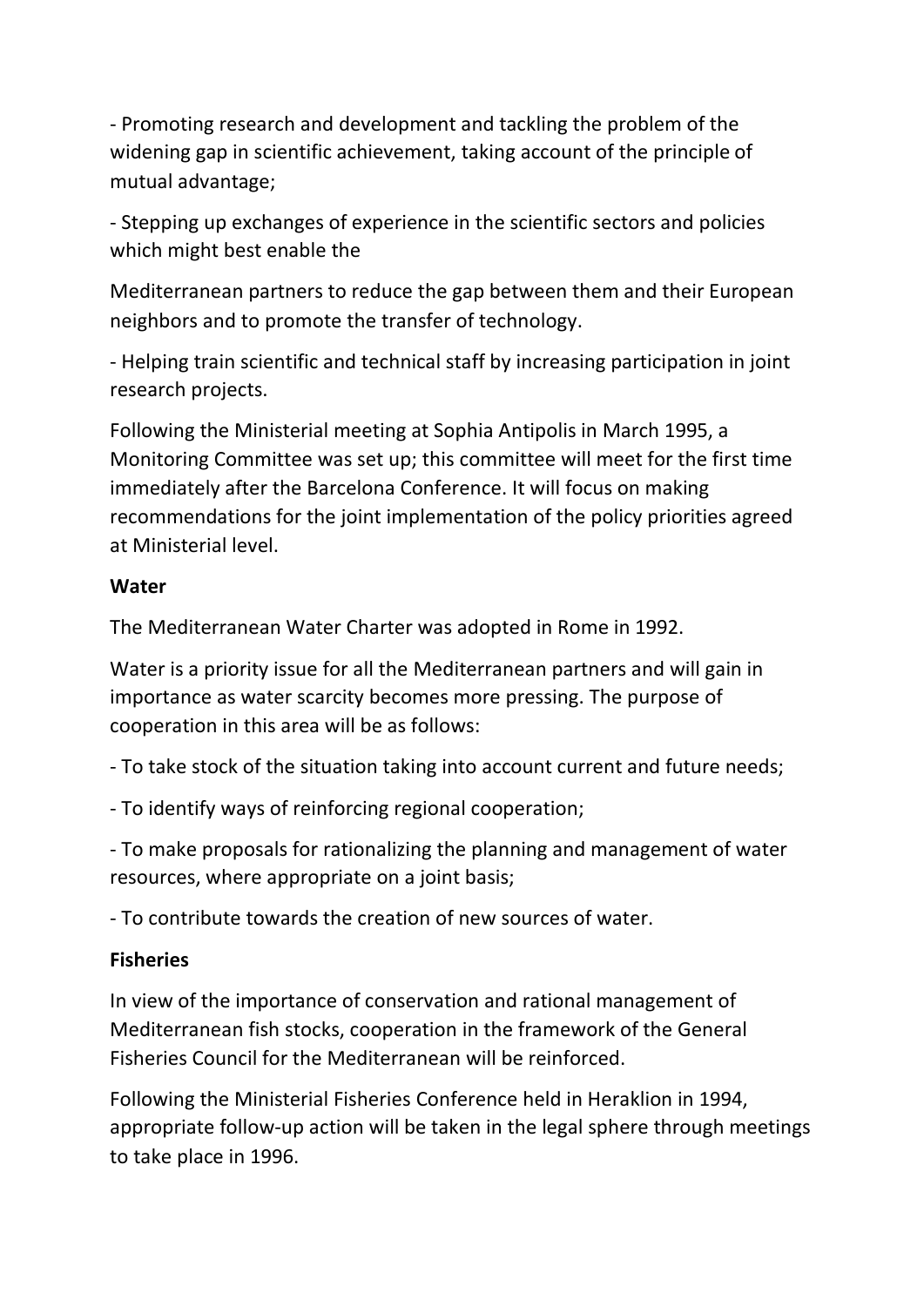- Promoting research and development and tackling the problem of the widening gap in scientific achievement, taking account of the principle of mutual advantage;

- Stepping up exchanges of experience in the scientific sectors and policies which might best enable the

Mediterranean partners to reduce the gap between them and their European neighbors and to promote the transfer of technology.

- Helping train scientific and technical staff by increasing participation in joint research projects.

Following the Ministerial meeting at Sophia Antipolis in March 1995, a Monitoring Committee was set up; this committee will meet for the first time immediately after the Barcelona Conference. It will focus on making recommendations for the joint implementation of the policy priorities agreed at Ministerial level.

**Water**

The Mediterranean Water Charter was adopted in Rome in 1992.

Water is a priority issue for all the Mediterranean partners and will gain in importance as water scarcity becomes more pressing. The purpose of cooperation in this area will be as follows:

- To take stock of the situation taking into account current and future needs;

- To identify ways of reinforcing regional cooperation;

- To make proposals for rationalizing the planning and management of water resources, where appropriate on a joint basis;

- To contribute towards the creation of new sources of water.

**Fisheries**

In view of the importance of conservation and rational management of Mediterranean fish stocks, cooperation in the framework of the General Fisheries Council for the Mediterranean will be reinforced.

Following the Ministerial Fisheries Conference held in Heraklion in 1994, appropriate follow-up action will be taken in the legal sphere through meetings to take place in 1996.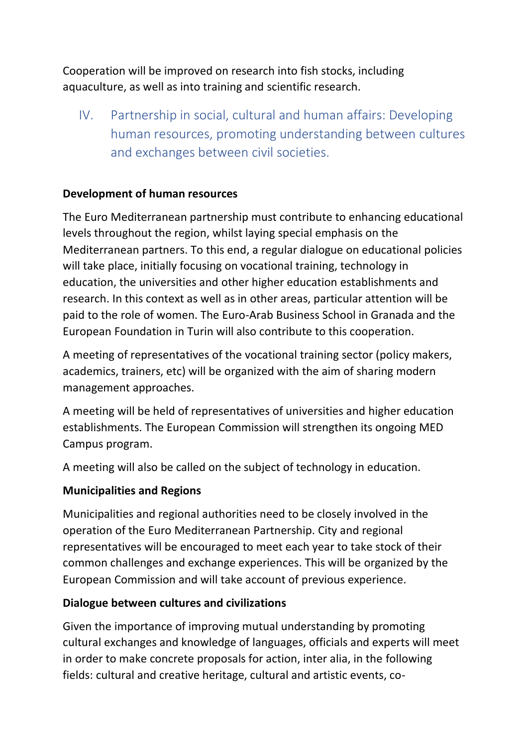Cooperation will be improved on research into fish stocks, including aquaculture, as well as into training and scientific research.

## IV. Partnership in social, cultural and human affairs: Developing human resources, promoting understanding between cultures and exchanges between civil societies.

**Development of human resources**

The Euro Mediterranean partnership must contribute to enhancing educational levels throughout the region, whilst laying special emphasis on the Mediterranean partners. To this end, a regular dialogue on educational policies will take place, initially focusing on vocational training, technology in education, the universities and other higher education establishments and research. In this context as well as in other areas, particular attention will be paid to the role of women. The Euro-Arab Business School in Granada and the European Foundation in Turin will also contribute to this cooperation.

A meeting of representatives of the vocational training sector (policy makers, academics, trainers, etc) will be organized with the aim of sharing modern management approaches.

A meeting will be held of representatives of universities and higher education establishments. The European Commission will strengthen its ongoing MED Campus program.

A meeting will also be called on the subject of technology in education.

**Municipalities and Regions**

Municipalities and regional authorities need to be closely involved in the operation of the Euro Mediterranean Partnership. City and regional representatives will be encouraged to meet each year to take stock of their common challenges and exchange experiences. This will be organized by the European Commission and will take account of previous experience.

**Dialogue between cultures and civilizations**

Given the importance of improving mutual understanding by promoting cultural exchanges and knowledge of languages, officials and experts will meet in order to make concrete proposals for action, inter alia, in the following fields: cultural and creative heritage, cultural and artistic events, co-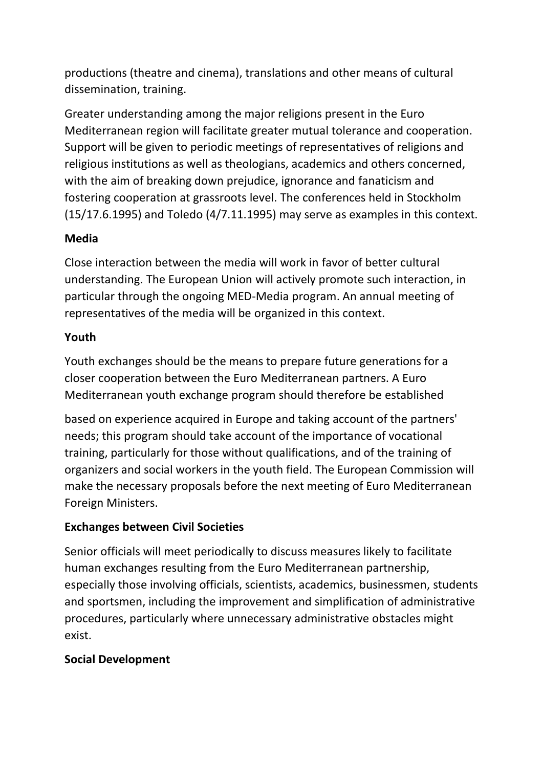productions (theatre and cinema), translations and other means of cultural dissemination, training.

Greater understanding among the major religions present in the Euro Mediterranean region will facilitate greater mutual tolerance and cooperation. Support will be given to periodic meetings of representatives of religions and religious institutions as well as theologians, academics and others concerned, with the aim of breaking down prejudice, ignorance and fanaticism and fostering cooperation at grassroots level. The conferences held in Stockholm (15/17.6.1995) and Toledo (4/7.11.1995) may serve as examples in this context.

**Media**

Close interaction between the media will work in favor of better cultural understanding. The European Union will actively promote such interaction, in particular through the ongoing MED-Media program. An annual meeting of representatives of the media will be organized in this context.

**Youth**

Youth exchanges should be the means to prepare future generations for a closer cooperation between the Euro Mediterranean partners. A Euro Mediterranean youth exchange program should therefore be established based on experience acquired in Europe and taking account of the partners' needs; this program should take account of the importance of vocational training, particularly for those without qualifications, and of the training of organizers and social workers in the youth field. The European Commission will make the necessary proposals before the next meeting of Euro Mediterranean Foreign Ministers.

**Exchanges between Civil Societies**

Senior officials will meet periodically to discuss measures likely to facilitate human exchanges resulting from the Euro Mediterranean partnership, especially those involving officials, scientists, academics, businessmen, students and sportsmen, including the improvement and simplification of administrative procedures, particularly where unnecessary administrative obstacles might exist.

**Social Development**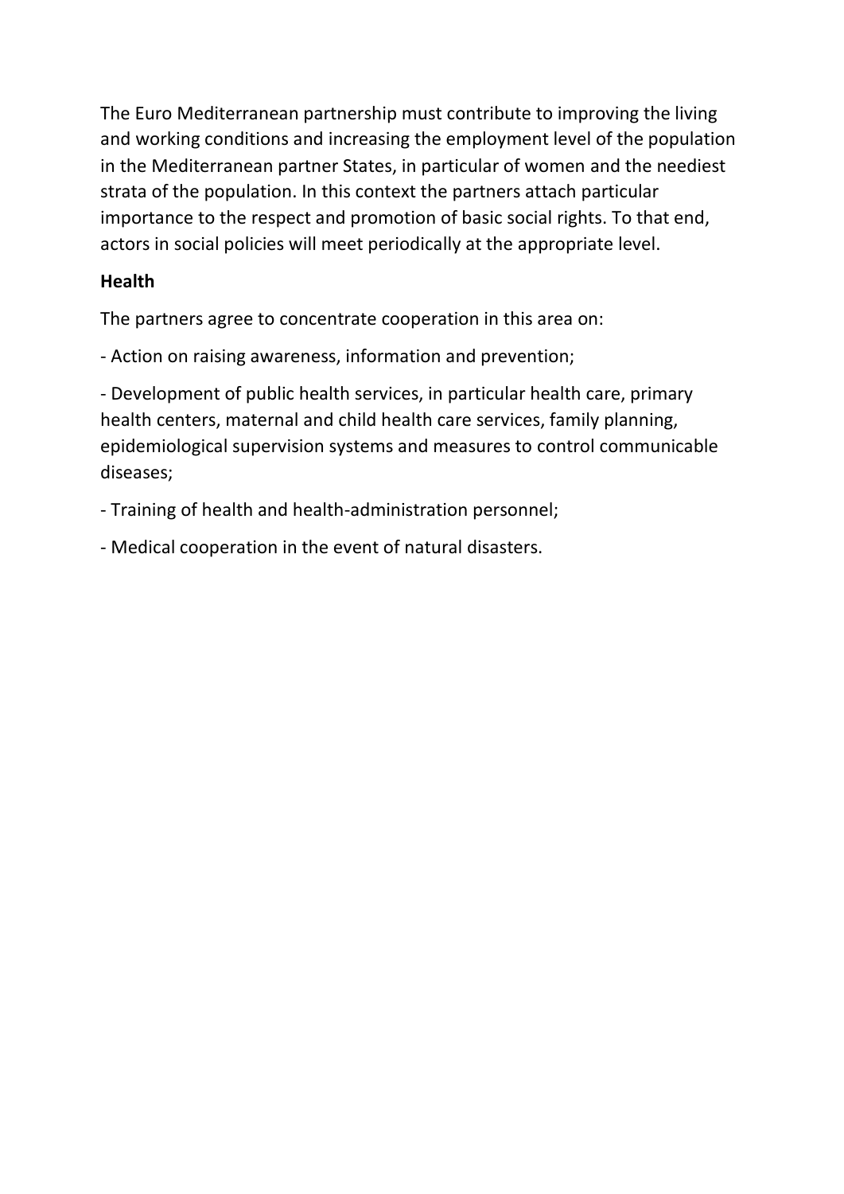The Euro Mediterranean partnership must contribute to improving the living and working conditions and increasing the employment level of the population in the Mediterranean partner States, in particular of women and the neediest strata of the population. In this context the partners attach particular importance to the respect and promotion of basic social rights. To that end, actors in social policies will meet periodically at the appropriate level.

**Health**

The partners agree to concentrate cooperation in this area on:

- Action on raising awareness, information and prevention;

- Development of public health services, in particular health care, primary health centers, maternal and child health care services, family planning, epidemiological supervision systems and measures to control communicable diseases;

- Training of health and health-administration personnel;

- Medical cooperation in the event of natural disasters.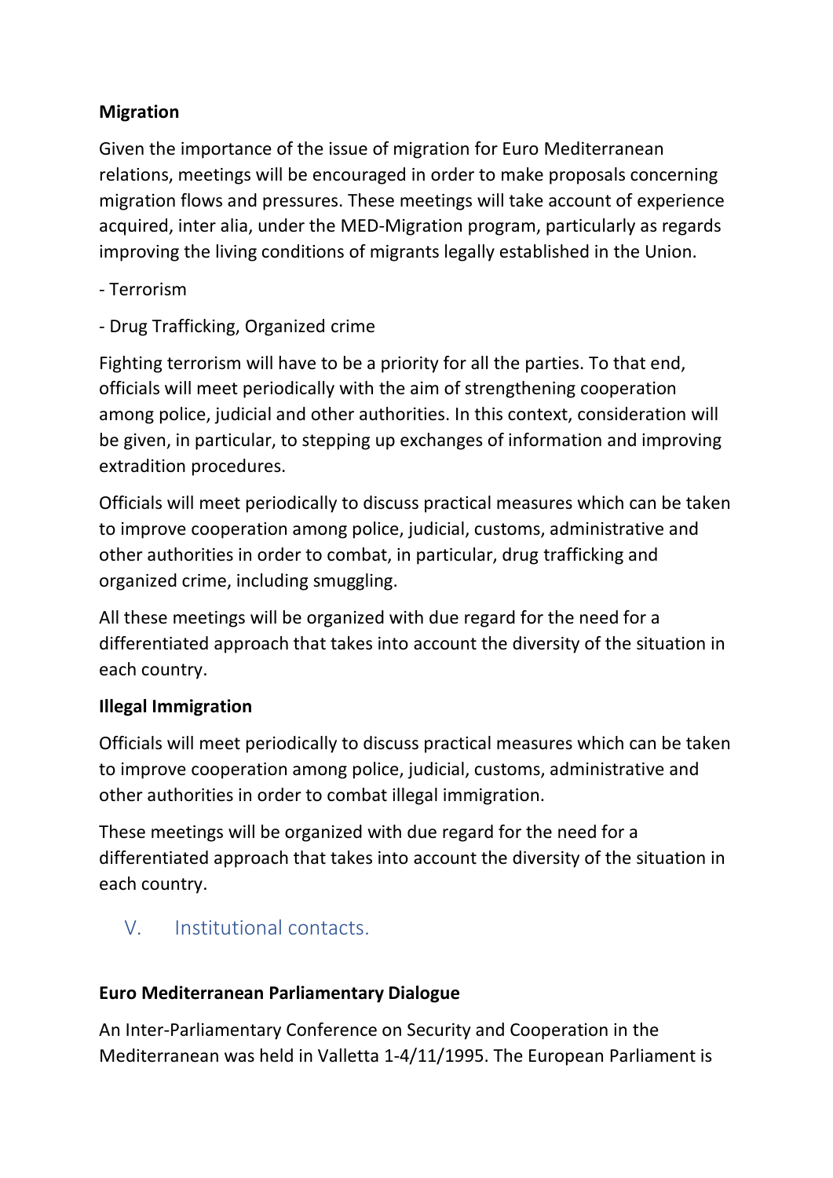**Migration**

Given the importance of the issue of migration for Euro Mediterranean relations, meetings will be encouraged in order to make proposals concerning migration flows and pressures. These meetings will take account of experience acquired, inter alia, under the MED-Migration program, particularly as regards improving the living conditions of migrants legally established in the Union.

- Terrorism

- Drug Trafficking, Organized crime

Fighting terrorism will have to be a priority for all the parties. To that end, officials will meet periodically with the aim of strengthening cooperation among police, judicial and other authorities. In this context, consideration will be given, in particular, to stepping up exchanges of information and improving extradition procedures.

Officials will meet periodically to discuss practical measures which can be taken to improve cooperation among police, judicial, customs, administrative and other authorities in order to combat, in particular, drug trafficking and organized crime, including smuggling.

All these meetings will be organized with due regard for the need for a differentiated approach that takes into account the diversity of the situation in each country.

**Illegal Immigration**

Officials will meet periodically to discuss practical measures which can be taken to improve cooperation among police, judicial, customs, administrative and other authorities in order to combat illegal immigration.

These meetings will be organized with due regard for the need for a differentiated approach that takes into account the diversity of the situation in each country.

## V. Institutional contacts.

**Euro Mediterranean Parliamentary Dialogue**

An Inter-Parliamentary Conference on Security and Cooperation in the Mediterranean was held in Valletta 1-4/11/1995. The European Parliament is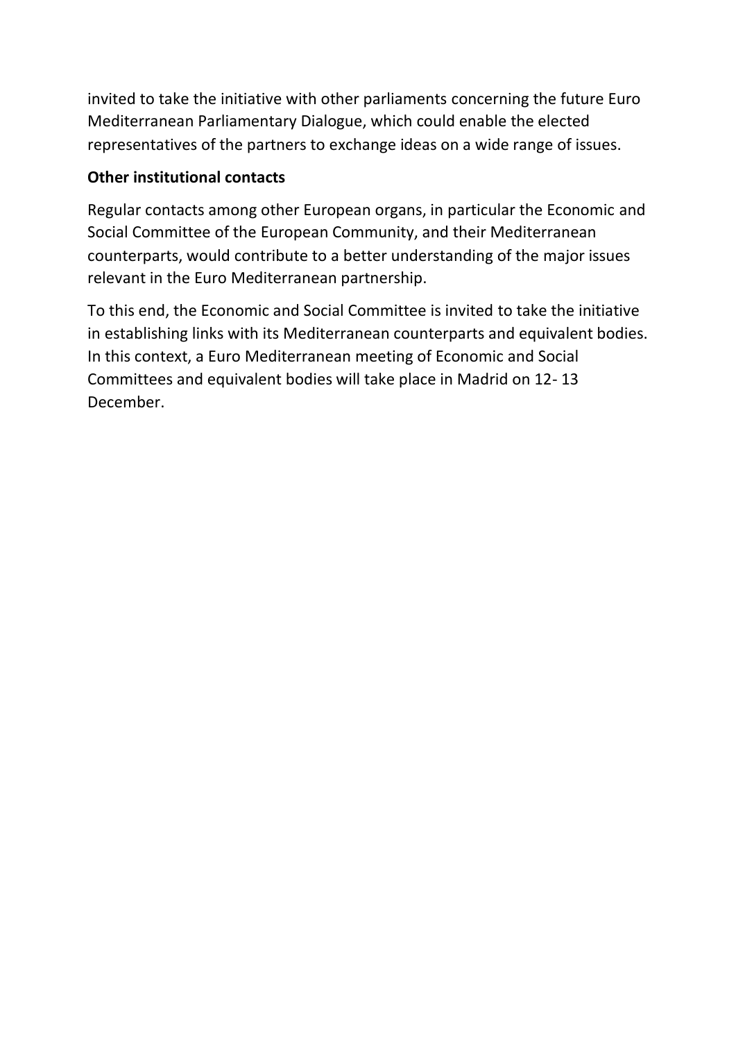invited to take the initiative with other parliaments concerning the future Euro Mediterranean Parliamentary Dialogue, which could enable the elected representatives of the partners to exchange ideas on a wide range of issues.

**Other institutional contacts**

Regular contacts among other European organs, in particular the Economic and Social Committee of the European Community, and their Mediterranean counterparts, would contribute to a better understanding of the major issues relevant in the Euro Mediterranean partnership.

To this end, the Economic and Social Committee is invited to take the initiative in establishing links with its Mediterranean counterparts and equivalent bodies. In this context, a Euro Mediterranean meeting of Economic and Social Committees and equivalent bodies will take place in Madrid on 12- 13 December.